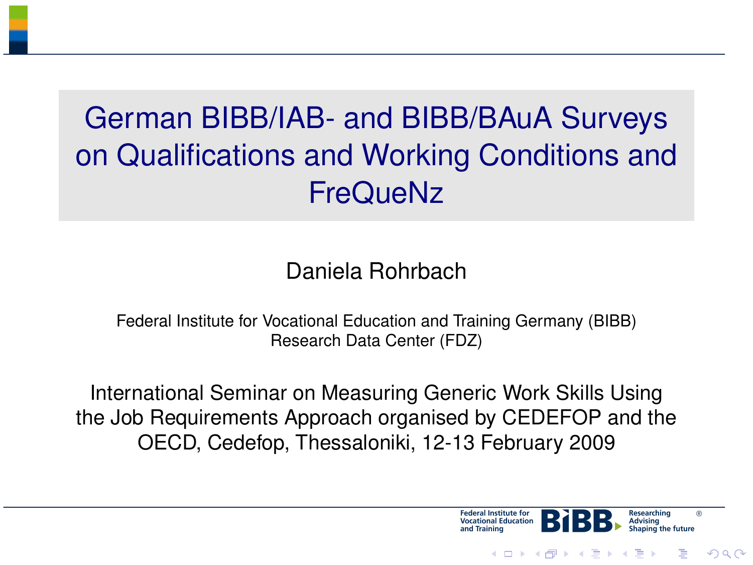# German BIBB/IAB- and BIBB/BAuA Surveys on Qualifications and Working Conditions and FreQueNz

Daniela Rohrbach

Federal Institute for Vocational Education and Training Germany (BIBB)
Research Data Center (FDZ)

International Seminar on Measuring Generic Work Skills Using the Job Requirements Approach organised by CEDEFOP and the OECD, Cedefop, Thessaloniki, 12-13 February 2009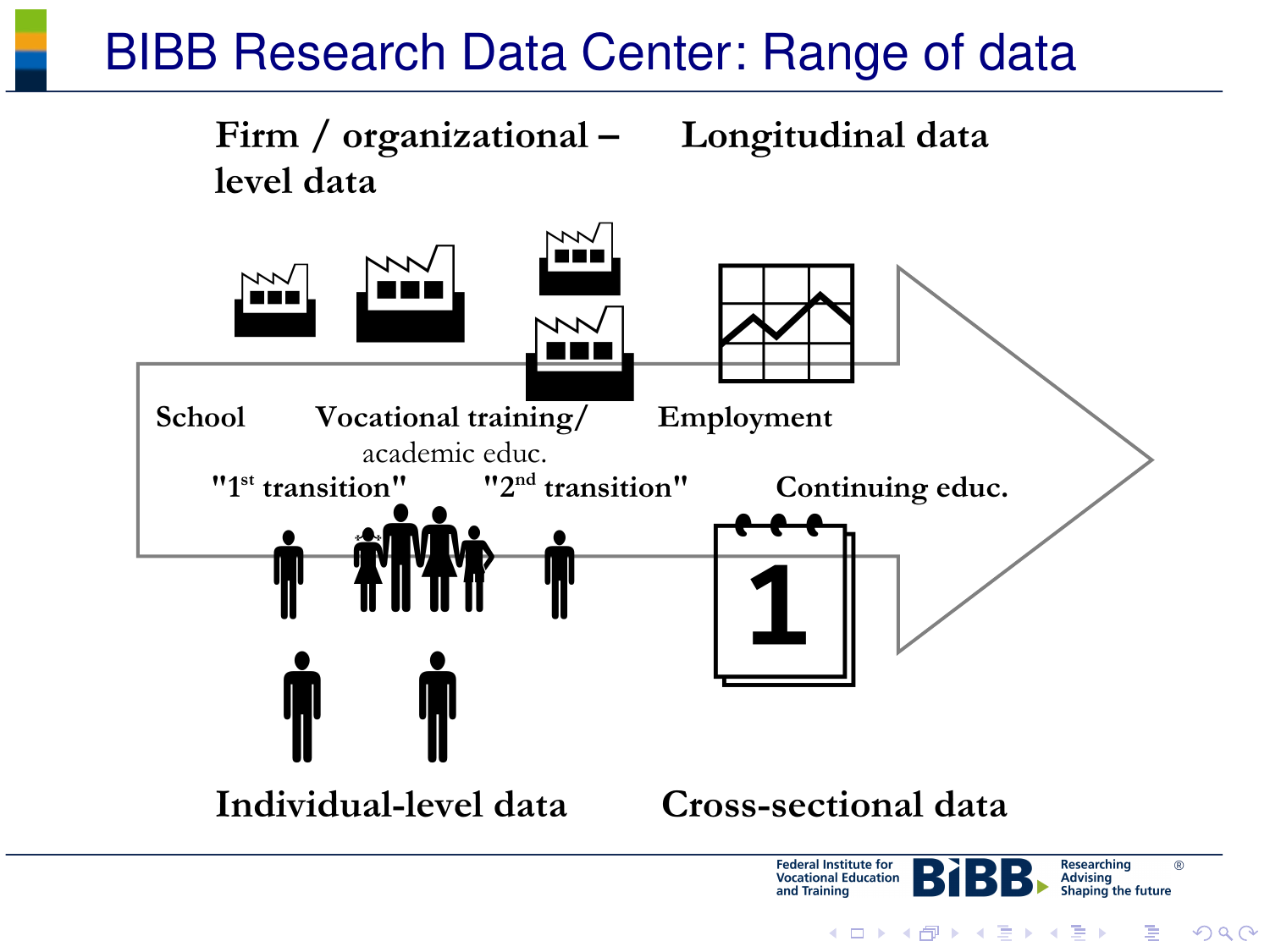# BIBB Research Data Center: Range of data

**Firm / organizational – level data**

**Longitudinal data**

School

Vocational training/ academic educ.

Employment

"1st transition"

"2nd transition"

Continuing educ.

**Individual-level data**

**Cross-sectional data**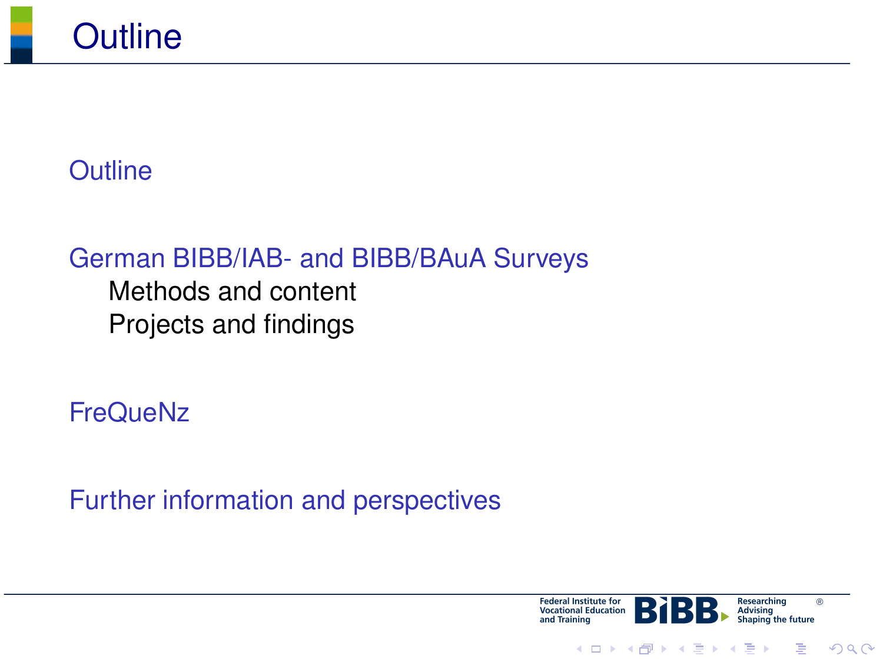# Outline

Outline

German BIBB/IAB- and BIBB/BAuA Surveys

- Methods and content
- Projects and findings

FreQueNz

Further information and perspectives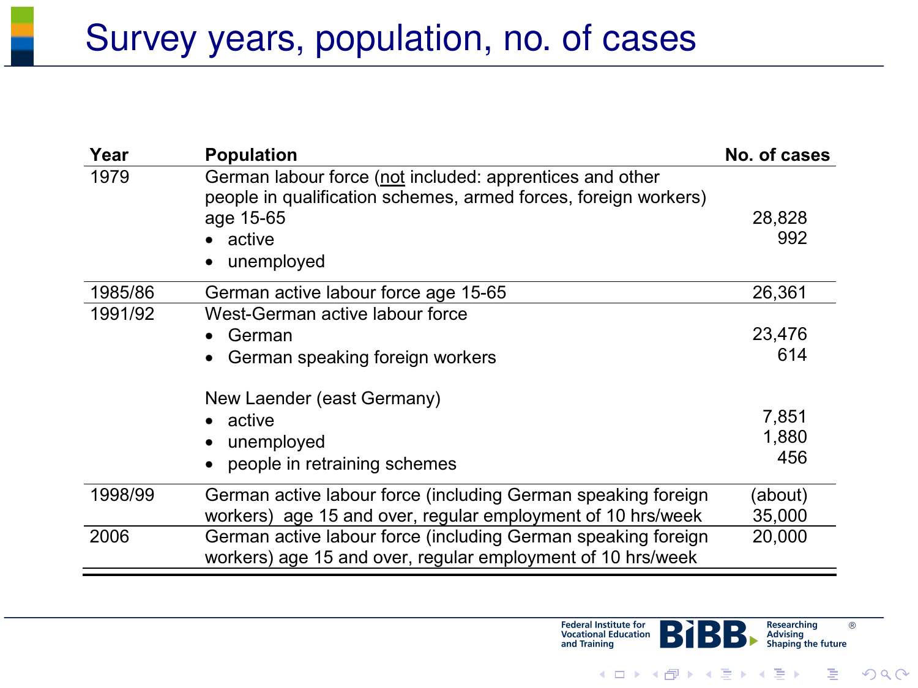# Survey years, population, no. of cases

| Year | Population | No. of cases |
|---|---|---|
| 1979 | German labour force (not included: apprentices and other people in qualification schemes, armed forces, foreign workers) age 15-65 | |
| | • active | 28,828 |
| | • unemployed | 992 |
| 1985/86 | German active labour force age 15-65 | 26,361 |
| 1991/92 | West-German active labour force | |
| | • German | 23,476 |
| | • German speaking foreign workers | 614 |
| | New Laender (east Germany) | |
| | • active | 7,851 |
| | • unemployed | 1,880 |
| | • people in retraining schemes | 456 |
| 1998/99 | German active labour force (including German speaking foreign workers) age 15 and over, regular employment of 10 hrs/week | (about) 35,000 |
| 2006 | German active labour force (including German speaking foreign workers) age 15 and over, regular employment of 10 hrs/week | 20,000 |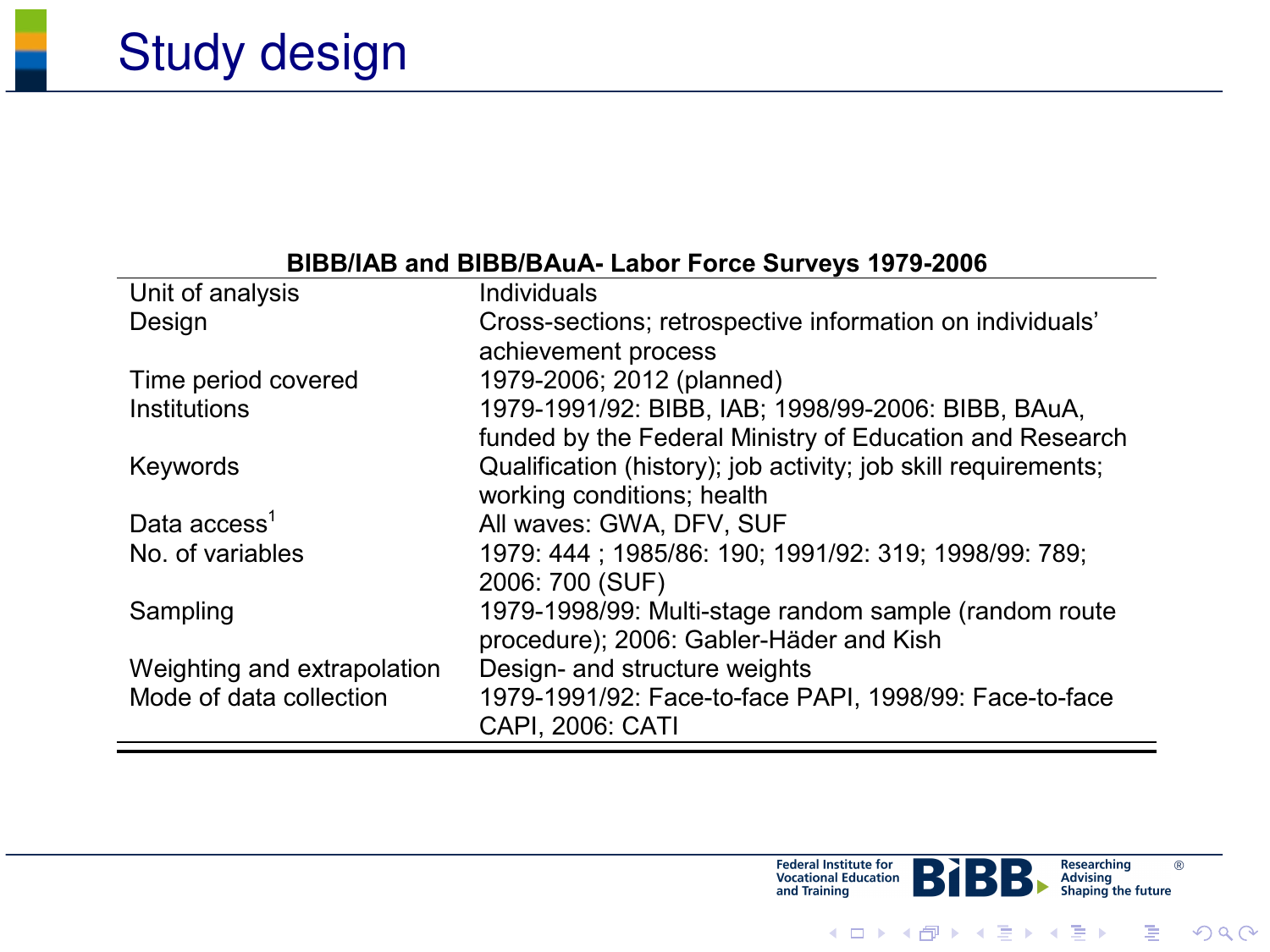# Study design

**BIBB/IAB and BIBB/BAuA- Labor Force Surveys 1979-2006**

| | |
|---|---|
| Unit of analysis | Individuals |
| Design | Cross-sections; retrospective information on individuals' achievement process |
| Time period covered | 1979-2006; 2012 (planned) |
| Institutions | 1979-1991/92: BIBB, IAB; 1998/99-2006: BIBB, BAuA, funded by the Federal Ministry of Education and Research |
| Keywords | Qualification (history); job activity; job skill requirements; working conditions; health |
| Data access[1] | All waves: GWA, DFV, SUF |
| No. of variables | 1979: 444 ; 1985/86: 190; 1991/92: 319; 1998/99: 789; 2006: 700 (SUF) |
| Sampling | 1979-1998/99: Multi-stage random sample (random route procedure); 2006: Gabler-Häder and Kish |
| Weighting and extrapolation | Design- and structure weights |
| Mode of data collection | 1979-1991/92: Face-to-face PAPI, 1998/99: Face-to-face CAPI, 2006: CATI |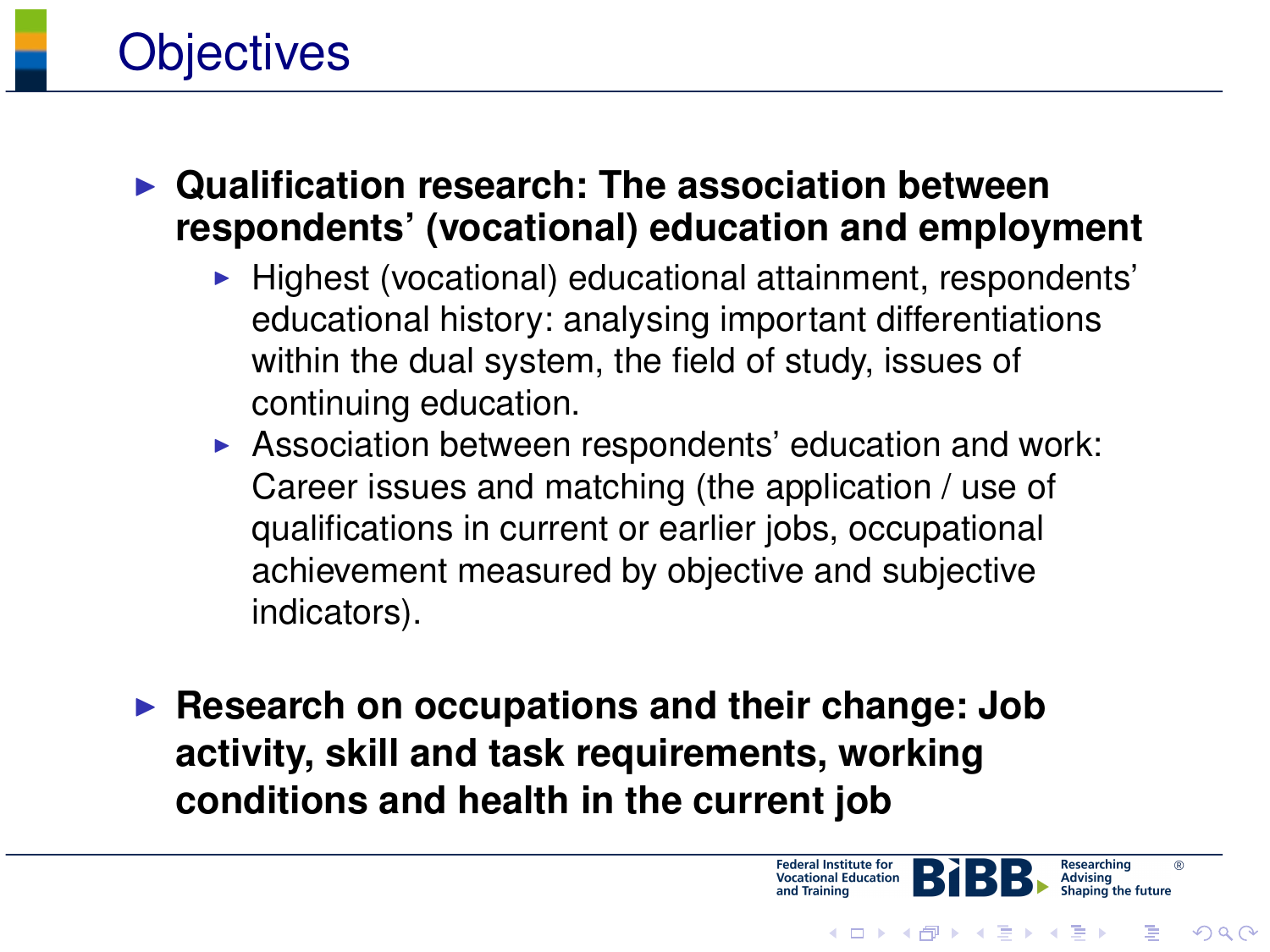# Objectives

- **Qualification research: The association between respondents' (vocational) education and employment**
  - Highest (vocational) educational attainment, respondents' educational history: analysing important differentiations within the dual system, the field of study, issues of continuing education.
  - Association between respondents' education and work: Career issues and matching (the application / use of qualifications in current or earlier jobs, occupational achievement measured by objective and subjective indicators).
- **Research on occupations and their change: Job activity, skill and task requirements, working conditions and health in the current job**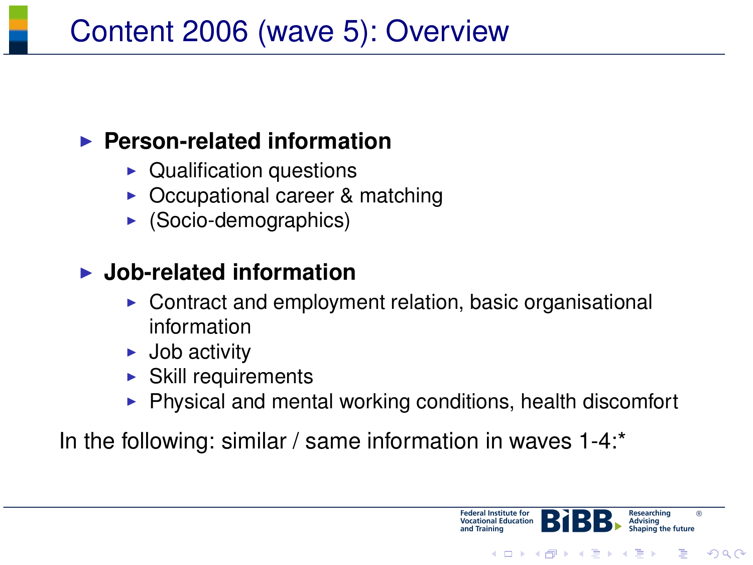# Content 2006 (wave 5): Overview

- **Person-related information**
  - Qualification questions
  - Occupational career & matching
  - (Socio-demographics)

- **Job-related information**
  - Contract and employment relation, basic organisational information
  - Job activity
  - Skill requirements
  - Physical and mental working conditions, health discomfort

In the following: similar / same information in waves 1-4:*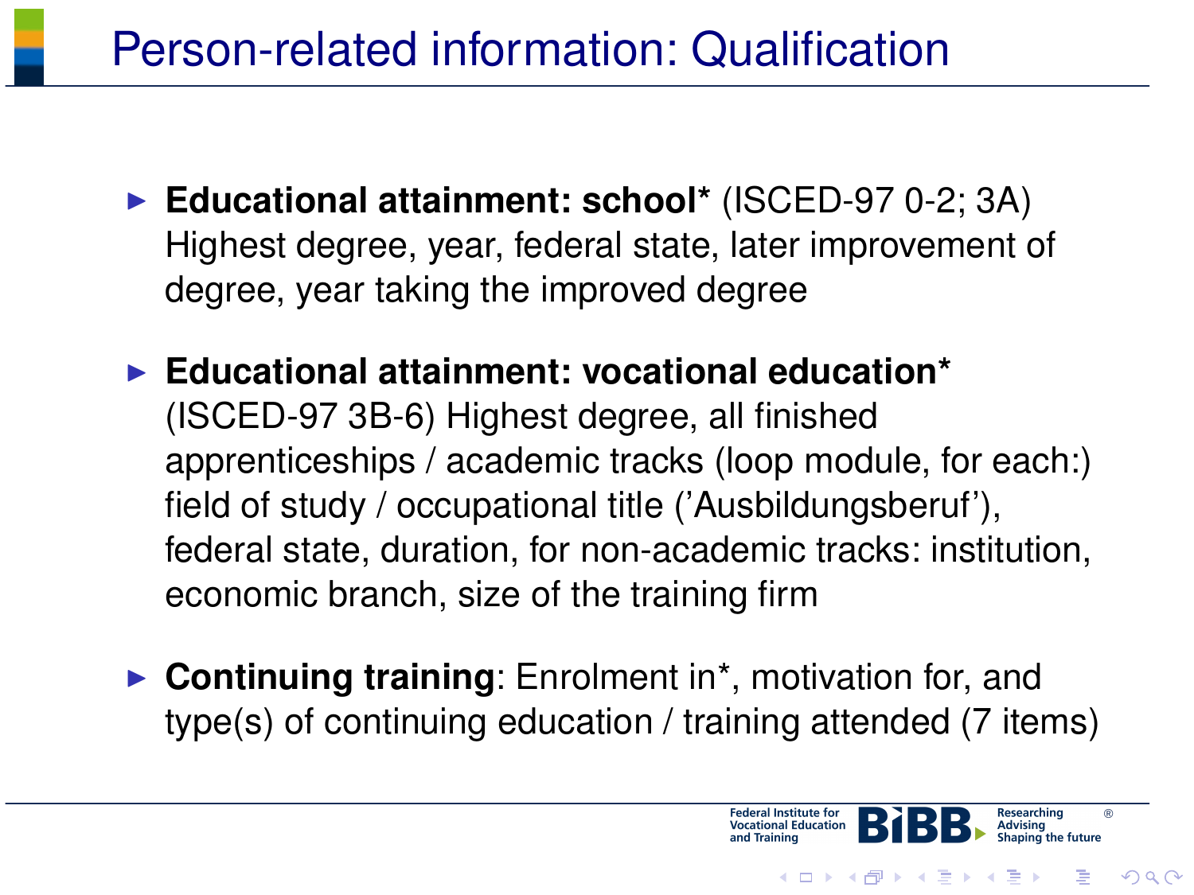# Person-related information: Qualification

- **Educational attainment: school*** (ISCED-97 0-2; 3A) Highest degree, year, federal state, later improvement of degree, year taking the improved degree
- **Educational attainment: vocational education*** (ISCED-97 3B-6) Highest degree, all finished apprenticeships / academic tracks (loop module, for each:) field of study / occupational title ('Ausbildungsberuf'), federal state, duration, for non-academic tracks: institution, economic branch, size of the training firm
- **Continuing training**: Enrolment in*, motivation for, and type(s) of continuing education / training attended (7 items)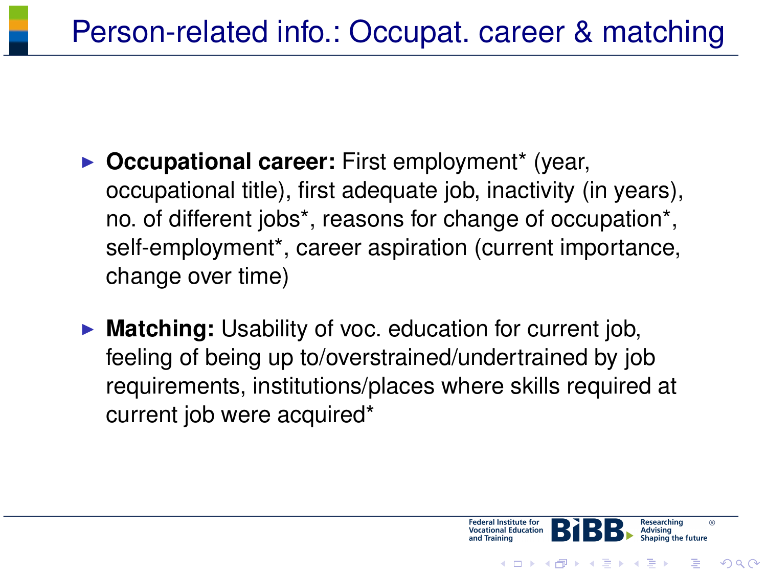# Person-related info.: Occupat. career & matching

- **Occupational career:** First employment* (year, occupational title), first adequate job, inactivity (in years), no. of different jobs*, reasons for change of occupation*, self-employment*, career aspiration (current importance, change over time)
- **Matching:** Usability of voc. education for current job, feeling of being up to/overstrained/undertrained by job requirements, institutions/places where skills required at current job were acquired*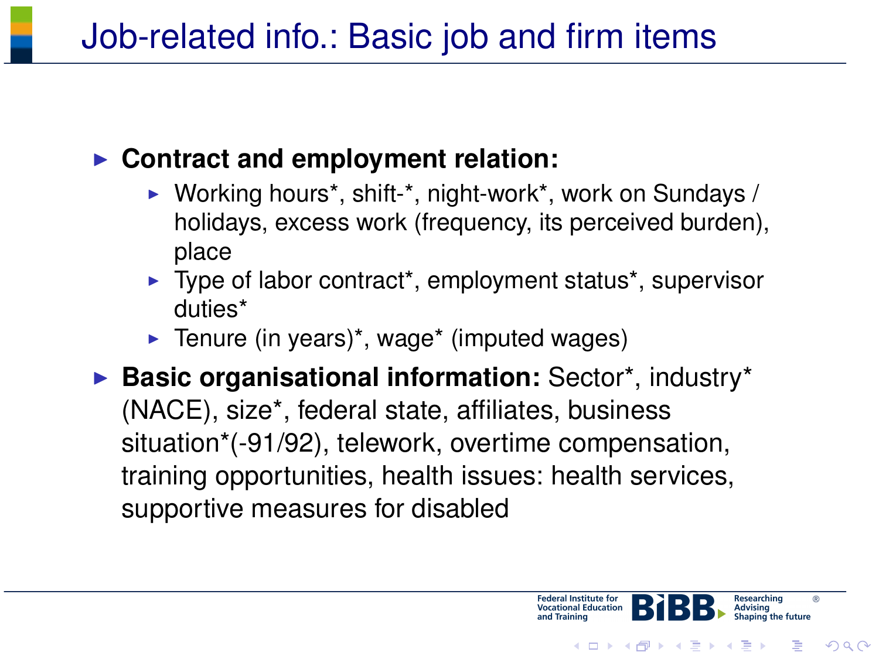# Job-related info.: Basic job and firm items

- **Contract and employment relation:**
  - Working hours*, shift-*, night-work*, work on Sundays / holidays, excess work (frequency, its perceived burden), place
  - Type of labor contract*, employment status*, supervisor duties*
  - Tenure (in years)*, wage* (imputed wages)
- **Basic organisational information:** Sector*, industry* (NACE), size*, federal state, affiliates, business situation*(-91/92), telework, overtime compensation, training opportunities, health issues: health services, supportive measures for disabled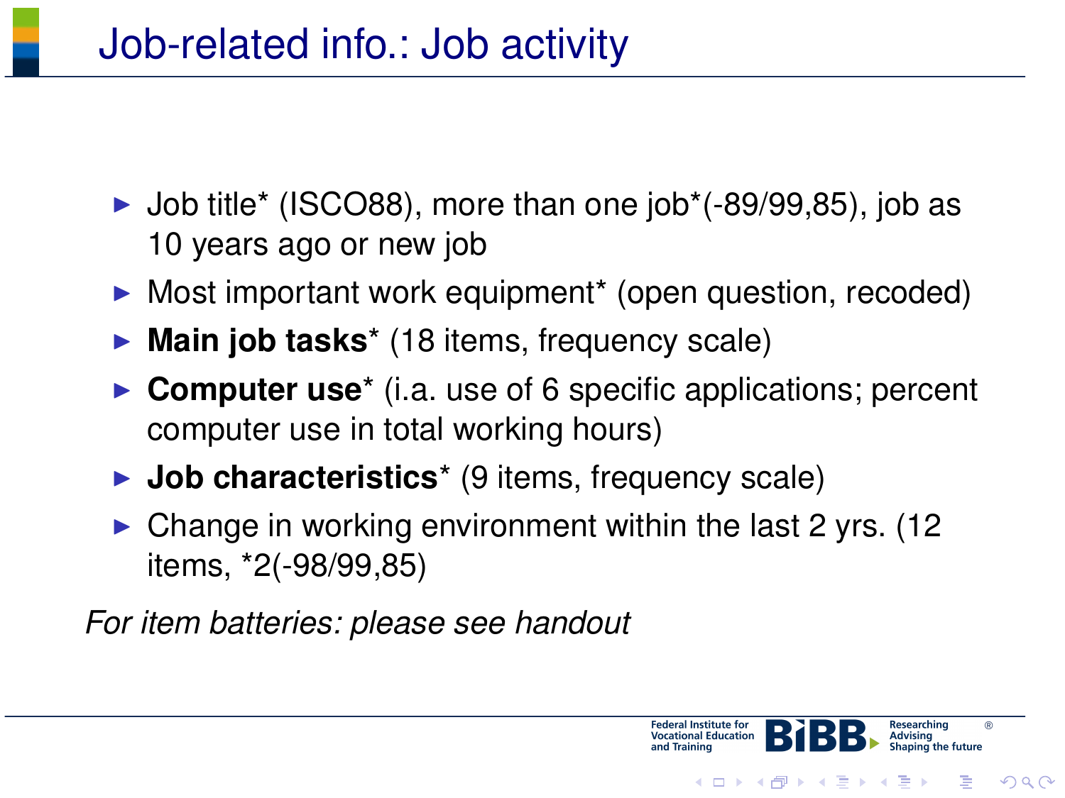# Job-related info.: Job activity

- Job title* (ISCO88), more than one job*(-89/99,85), job as 10 years ago or new job
- Most important work equipment* (open question, recoded)
- **Main job tasks*** (18 items, frequency scale)
- **Computer use*** (i.a. use of 6 specific applications; percent computer use in total working hours)
- **Job characteristics*** (9 items, frequency scale)
- Change in working environment within the last 2 yrs. (12 items, *2(-98/99,85)

*For item batteries: please see handout*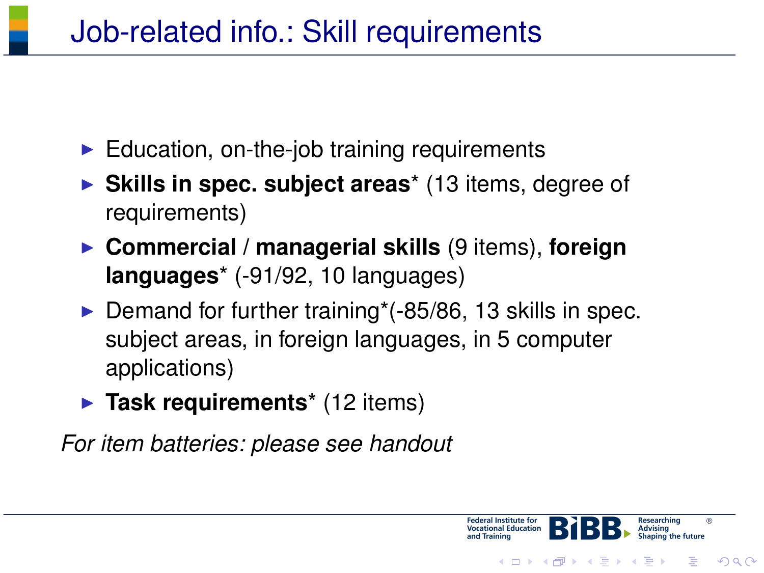# Job-related info.: Skill requirements

- Education, on-the-job training requirements
- **Skills in spec. subject areas*** (13 items, degree of requirements)
- **Commercial / managerial skills** (9 items), **foreign languages*** (-91/92, 10 languages)
- Demand for further training*(-85/86, 13 skills in spec. subject areas, in foreign languages, in 5 computer applications)
- **Task requirements*** (12 items)

*For item batteries: please see handout*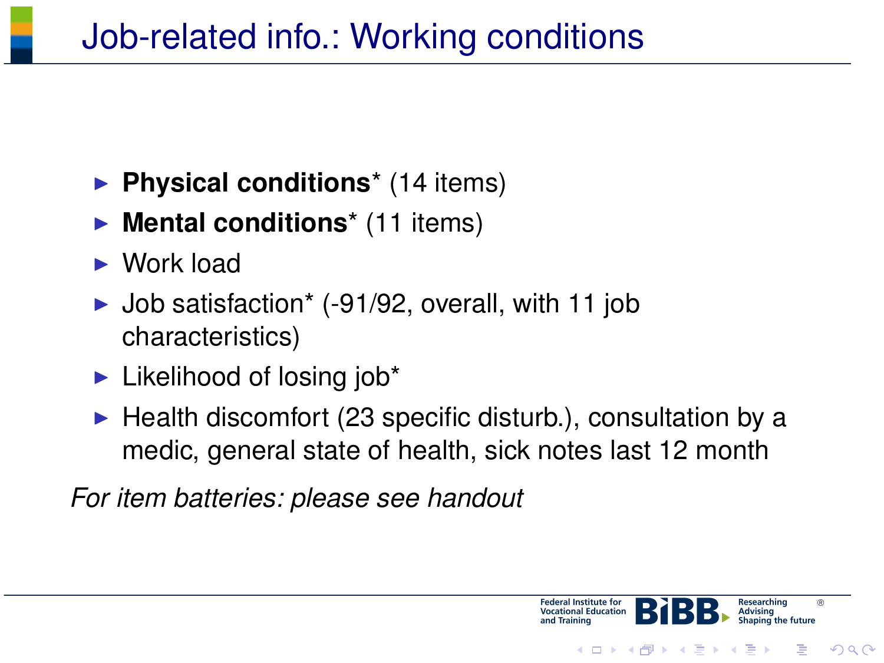# Job-related info.: Working conditions

- **Physical conditions*** (14 items)
- **Mental conditions*** (11 items)
- Work load
- Job satisfaction* (-91/92, overall, with 11 job characteristics)
- Likelihood of losing job*
- Health discomfort (23 specific disturb.), consultation by a medic, general state of health, sick notes last 12 month

*For item batteries: please see handout*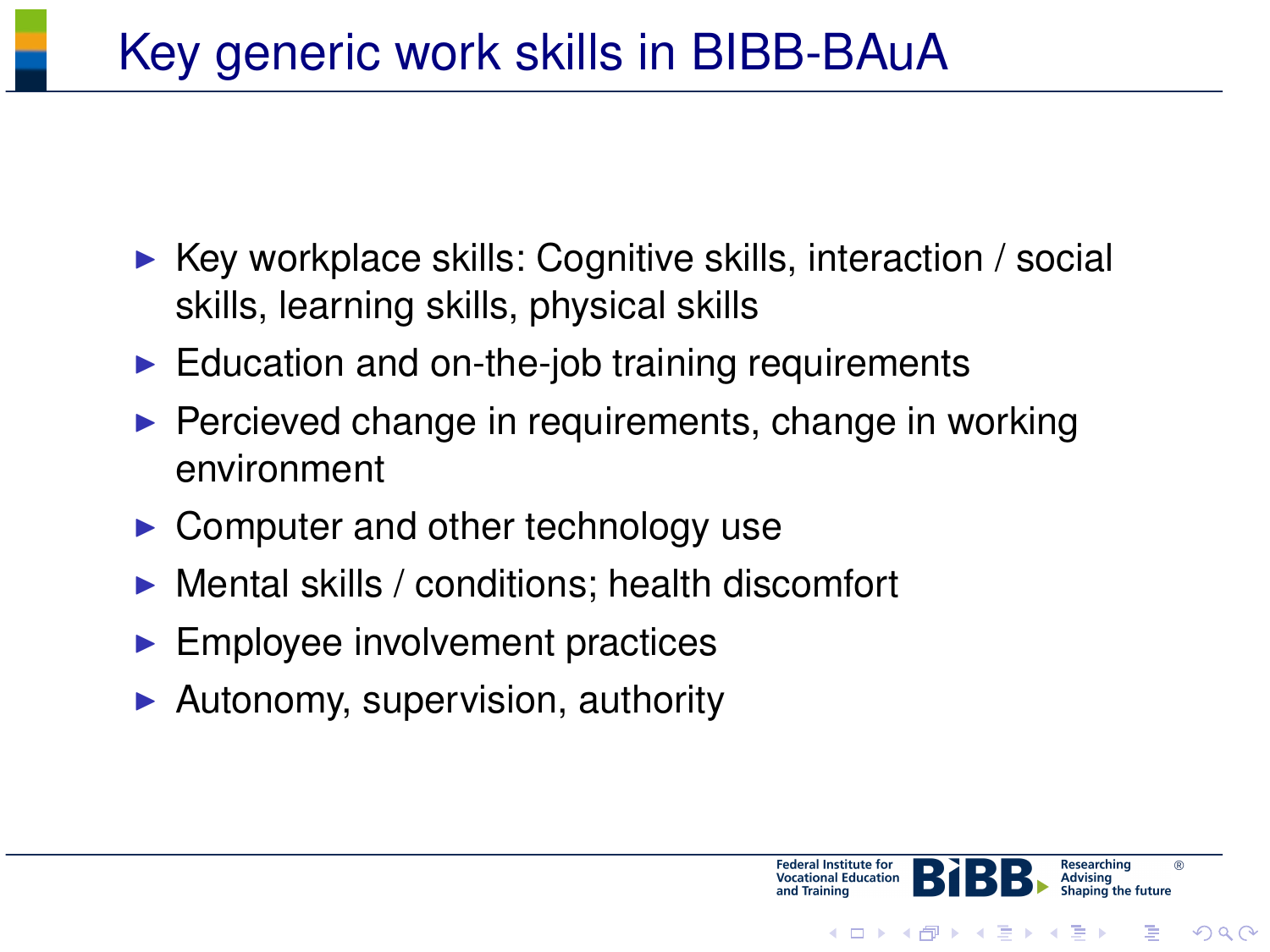# Key generic work skills in BIBB-BAuA

- Key workplace skills: Cognitive skills, interaction / social skills, learning skills, physical skills
- Education and on-the-job training requirements
- Percieved change in requirements, change in working environment
- Computer and other technology use
- Mental skills / conditions; health discomfort
- Employee involvement practices
- Autonomy, supervision, authority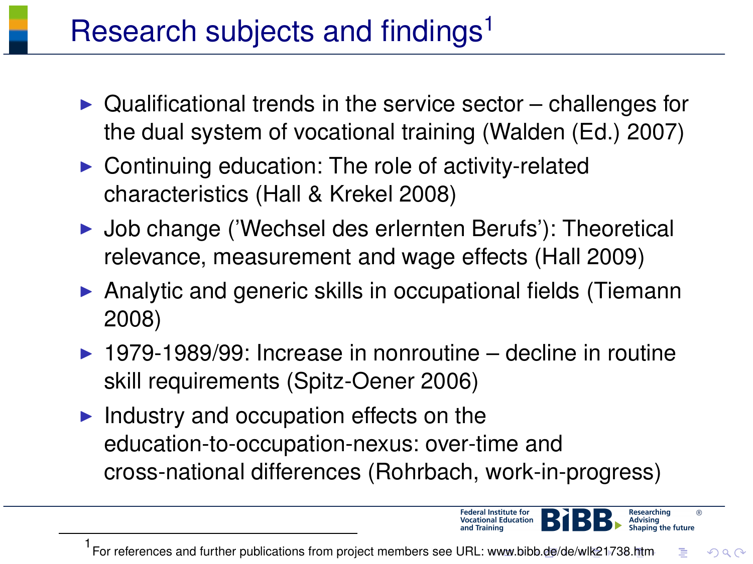# Research subjects and findings[1]

- Qualificational trends in the service sector – challenges for the dual system of vocational training (Walden (Ed.) 2007)
- Continuing education: The role of activity-related characteristics (Hall & Krekel 2008)
- Job change ('Wechsel des erlernten Berufs'): Theoretical relevance, measurement and wage effects (Hall 2009)
- Analytic and generic skills in occupational fields (Tiemann 2008)
- 1979-1989/99: Increase in nonroutine – decline in routine skill requirements (Spitz-Oener 2006)
- Industry and occupation effects on the education-to-occupation-nexus: over-time and cross-national differences (Rohrbach, work-in-progress)

[1] For references and further publications from project members see URL: www.bibb.de/de/wlk21738.htm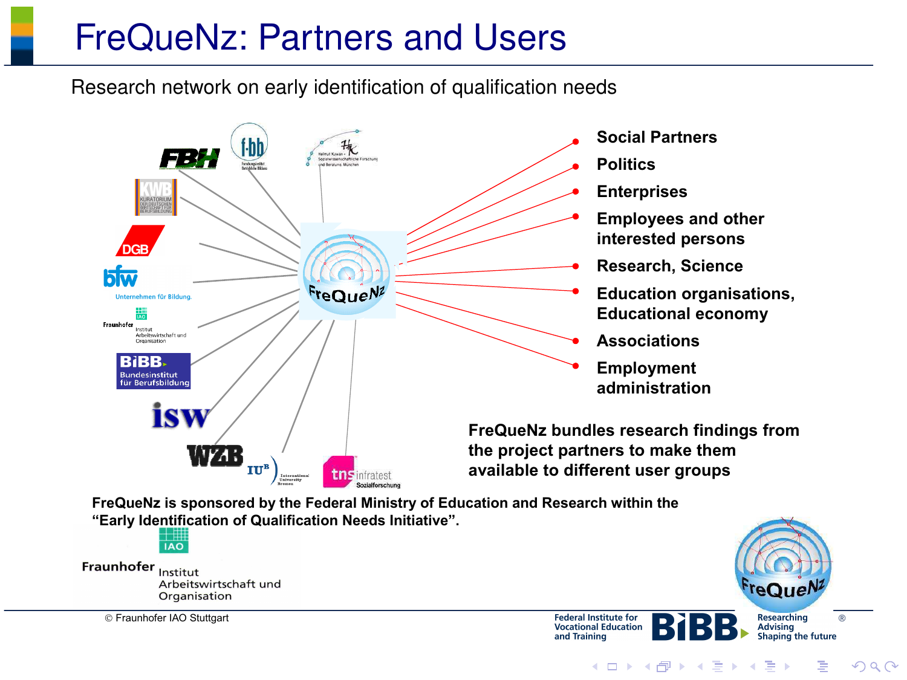# FreQueNz: Partners and Users

Research network on early identification of qualification needs

- Social Partners
- Politics
- Enterprises
- Employees and other interested persons
- Research, Science
- Education organisations, Educational economy
- Associations
- Employment administration

**FreQueNz bundles research findings from the project partners to make them available to different user groups**

**FreQueNz is sponsored by the Federal Ministry of Education and Research within the "Early Identification of Qualification Needs Initiative".**

© Fraunhofer IAO Stuttgart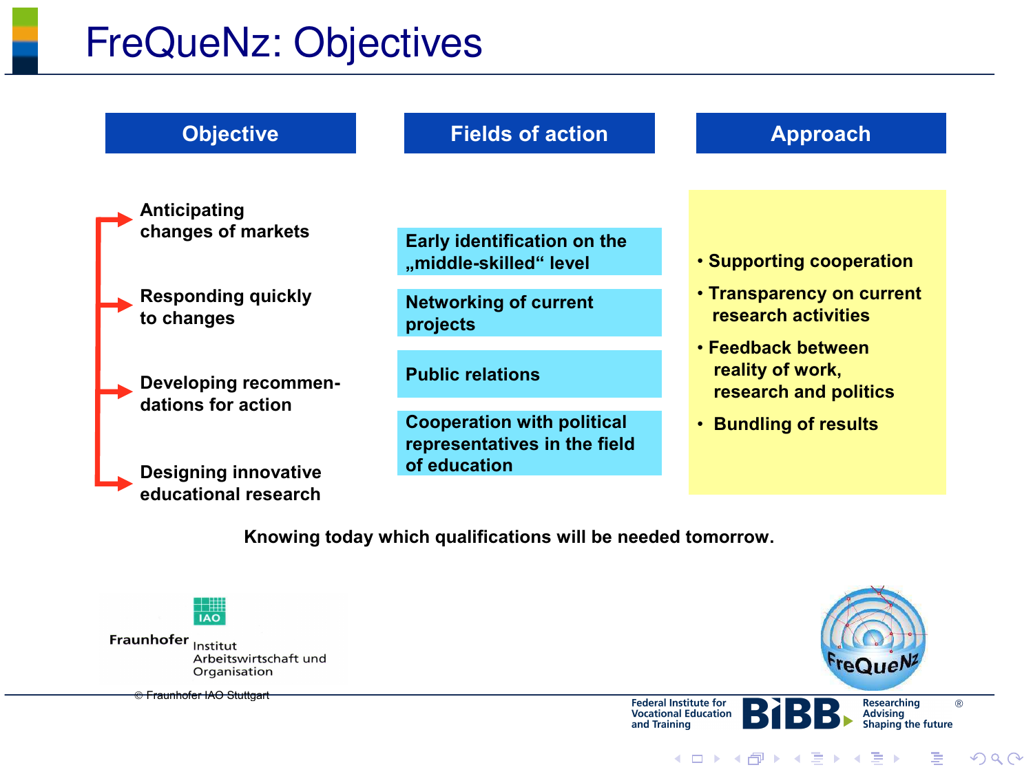# FreQueNz: Objectives

| Objective | Fields of action | Approach |
| --- | --- | --- |
| Anticipating changes of markets | Early identification on the „middle-skilled“ level | • Supporting cooperation |
| Responding quickly to changes | Networking of current projects | • Transparency on current research activities |
| Developing recommen-dations for action | Public relations | • Feedback between reality of work, research and politics |
| Designing innovative educational research | Cooperation with political representatives in the field of education | • Bundling of results |

**Knowing today which qualifications will be needed tomorrow.**

Fraunhofer Institut Arbeitswirtschaft und Organisation

© Fraunhofer IAO Stuttgart

Federal Institute for Vocational Education and Training — BIBB — Researching, Advising, Shaping the future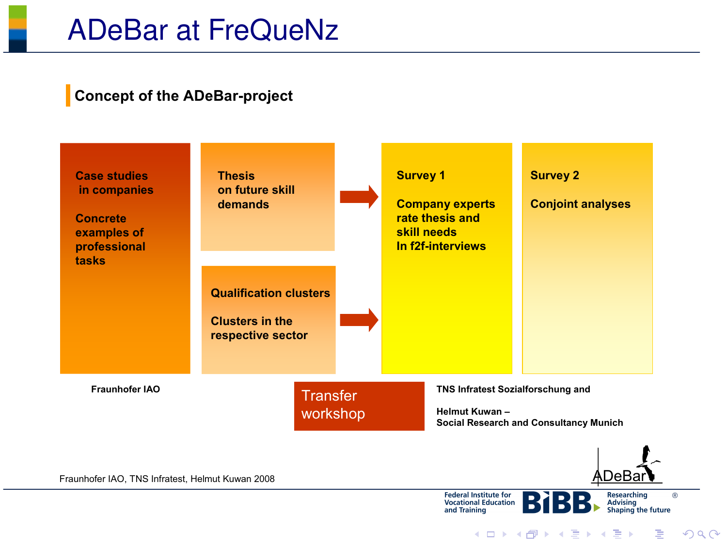# ADeBar at FreQueNz

## Concept of the ADeBar-project

**Case studies in companies**

**Concrete examples of professional tasks**

**Thesis on future skill demands**

**Qualification clusters**

**Clusters in the respective sector**

**Survey 1**

**Company experts rate thesis and skill needs In f2f-interviews**

**Survey 2**

**Conjoint analyses**

**Fraunhofer IAO**

Transfer workshop

**TNS Infratest Sozialforschung and**

**Helmut Kuwan – Social Research and Consultancy Munich**

Fraunhofer IAO, TNS Infratest, Helmut Kuwan 2008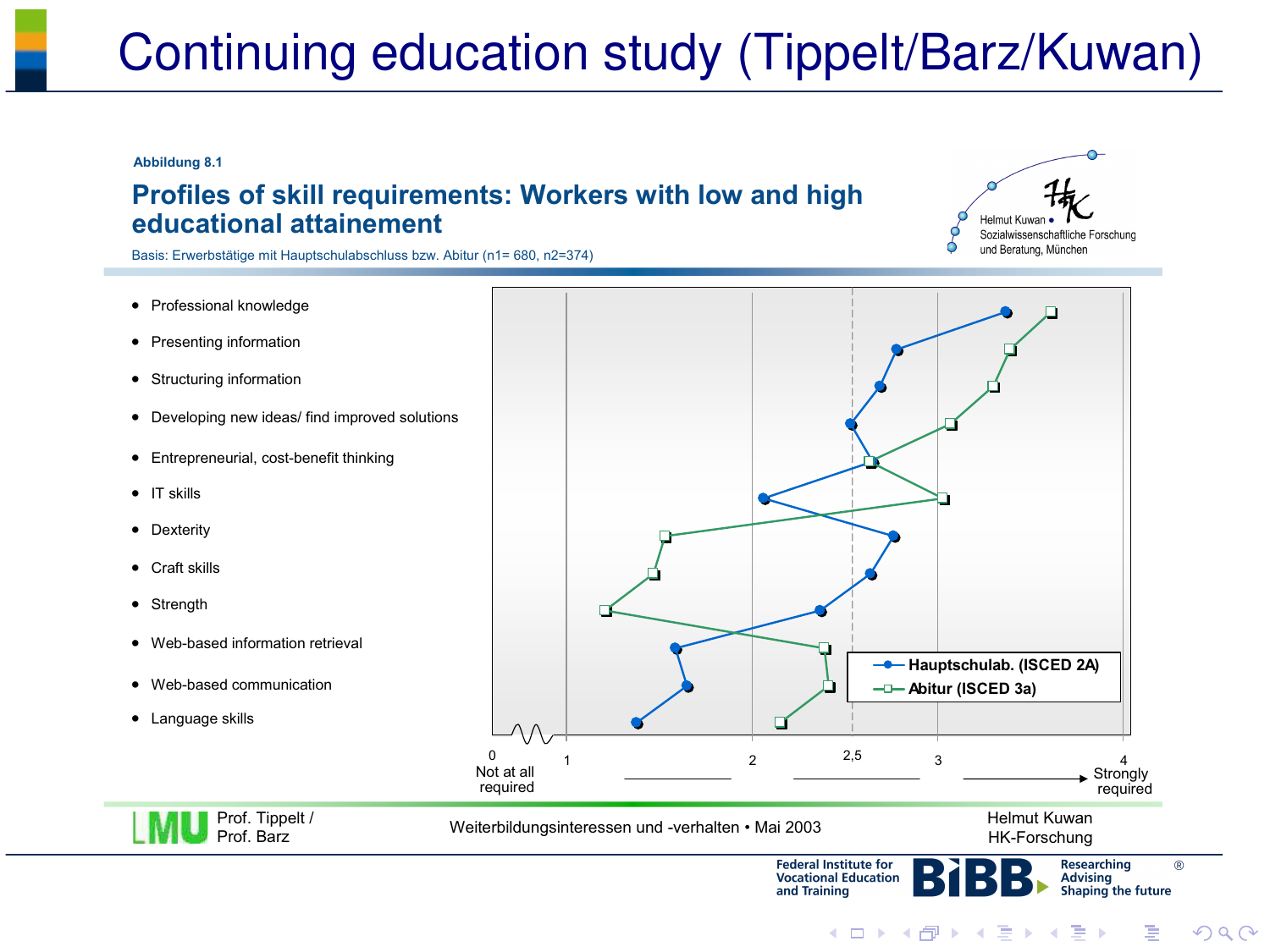# Continuing education study (Tippelt/Barz/Kuwan)

Abbildung 8.1

## Profiles of skill requirements: Workers with low and high educational attainement

Basis: Erwerbstätige mit Hauptschulabschluss bzw. Abitur (n1= 680, n2=374)

Helmut Kuwan • Sozialwissenschaftliche Forschung und Beratung, München

- Professional knowledge
- Presenting information
- Structuring information
- Developing new ideas/ find improved solutions
- Entrepreneurial, cost-benefit thinking
- IT skills
- Dexterity
- Craft skills
- Strength
- Web-based information retrieval
- Web-based communication
- Language skills

Hauptschulab. (ISCED 2A)
Abitur (ISCED 3a)

0 Not at all required — 1 — 2 — 2,5 — 3 — 4 Strongly required

Prof. Tippelt / Prof. Barz

Weiterbildungsinteressen und -verhalten • Mai 2003

Helmut Kuwan HK-Forschung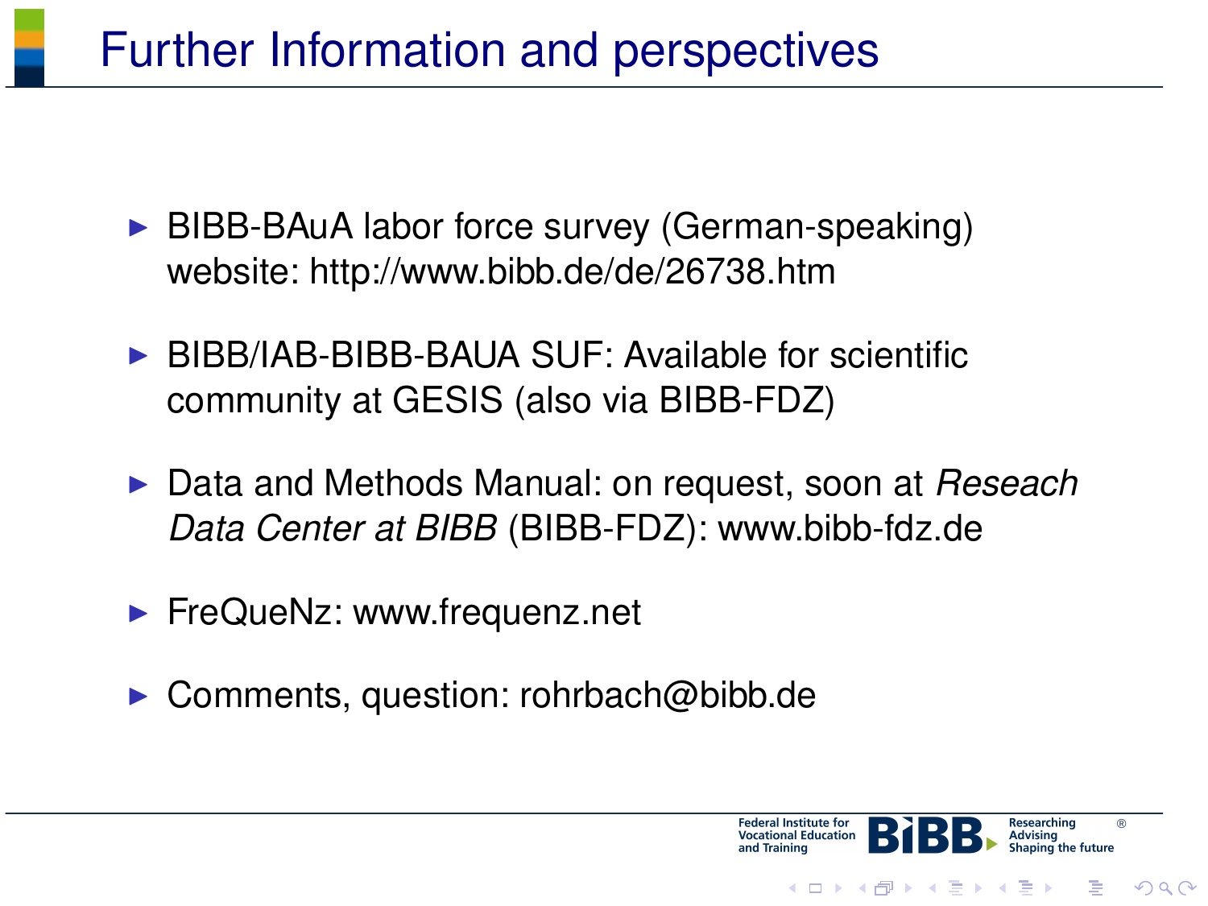# Further Information and perspectives

- BIBB-BAuA labor force survey (German-speaking) website: http://www.bibb.de/de/26738.htm
- BIBB/IAB-BIBB-BAUA SUF: Available for scientific community at GESIS (also via BIBB-FDZ)
- Data and Methods Manual: on request, soon at *Reseach Data Center at BIBB* (BIBB-FDZ): www.bibb-fdz.de
- FreQueNz: www.frequenz.net
- Comments, question: rohrbach@bibb.de